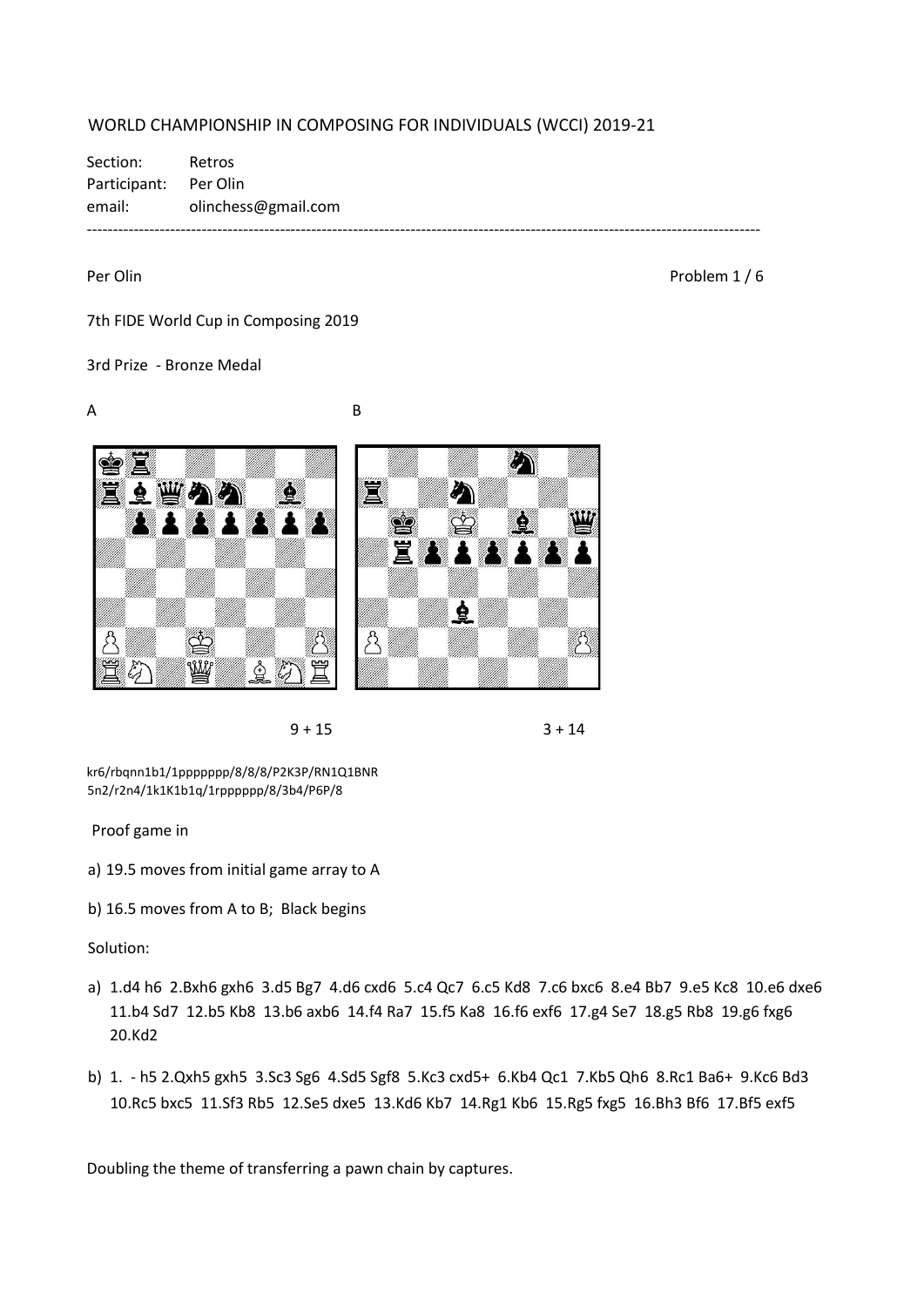WORLD CHAMPIONSHIP IN COMPOSING FOR INDIVIDUALS (WCCI) 2019-21

Section: Retros
Participant: Per Olin
email: olinchess@gmail.com

---

Per Olin

Problem 1 / 6

7th FIDE World Cup in Composing 2019

3rd Prize - Bronze Medal

A

B

9 + 15

3 + 14

kr6/rbqnn1b1/1ppppppp/8/8/8/P2K3P/RN1Q1BNR
5n2/r2n4/1k1K1b1q/1rpppppp/8/3b4/P6P/8

Proof game in

a) 19.5 moves from initial game array to A

b) 16.5 moves from A to B; Black begins

Solution:

a) 1.d4 h6 2.Bxh6 gxh6 3.d5 Bg7 4.d6 cxd6 5.c4 Qc7 6.c5 Kd8 7.c6 bxc6 8.e4 Bb7 9.e5 Kc8 10.e6 dxe6 11.b4 Sd7 12.b5 Kb8 13.b6 axb6 14.f4 Ra7 15.f5 Ka8 16.f6 exf6 17.g4 Se7 18.g5 Rb8 19.g6 fxg6 20.Kd2

b) 1. - h5 2.Qxh5 gxh5 3.Sc3 Sg6 4.Sd5 Sgf8 5.Kc3 cxd5+ 6.Kb4 Qc1 7.Kb5 Qh6 8.Rc1 Ba6+ 9.Kc6 Bd3 10.Rc5 bxc5 11.Sf3 Rb5 12.Se5 dxe5 13.Kd6 Kb7 14.Rg1 Kb6 15.Rg5 fxg5 16.Bh3 Bf6 17.Bf5 exf5

Doubling the theme of transferring a pawn chain by captures.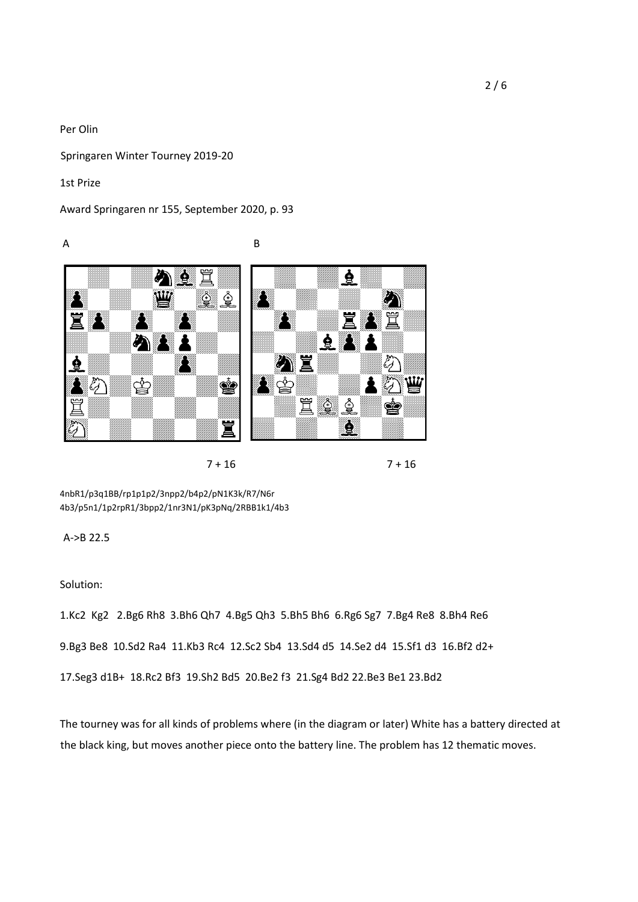Per Olin

Springaren Winter Tourney 2019-20

1st Prize

Award Springaren nr 155, September 2020, p. 93

A

B

7 + 16

7 + 16

4nbR1/p3q1BB/rp1p1p2/3npp2/b4p2/pN1K3k/R7/N6r
4b3/p5n1/1p2rpR1/3bpp2/1nr3N1/pK3pNq/2RBB1k1/4b3

A->B 22.5

Solution:

1.Kc2 Kg2 2.Bg6 Rh8 3.Bh6 Qh7 4.Bg5 Qh3 5.Bh5 Bh6 6.Rg6 Sg7 7.Bg4 Re8 8.Bh4 Re6

9.Bg3 Be8 10.Sd2 Ra4 11.Kb3 Rc4 12.Sc2 Sb4 13.Sd4 d5 14.Se2 d4 15.Sf1 d3 16.Bf2 d2+

17.Seg3 d1B+ 18.Rc2 Bf3 19.Sh2 Bd5 20.Be2 f3 21.Sg4 Bd2 22.Be3 Be1 23.Bd2

The tourney was for all kinds of problems where (in the diagram or later) White has a battery directed at the black king, but moves another piece onto the battery line. The problem has 12 thematic moves.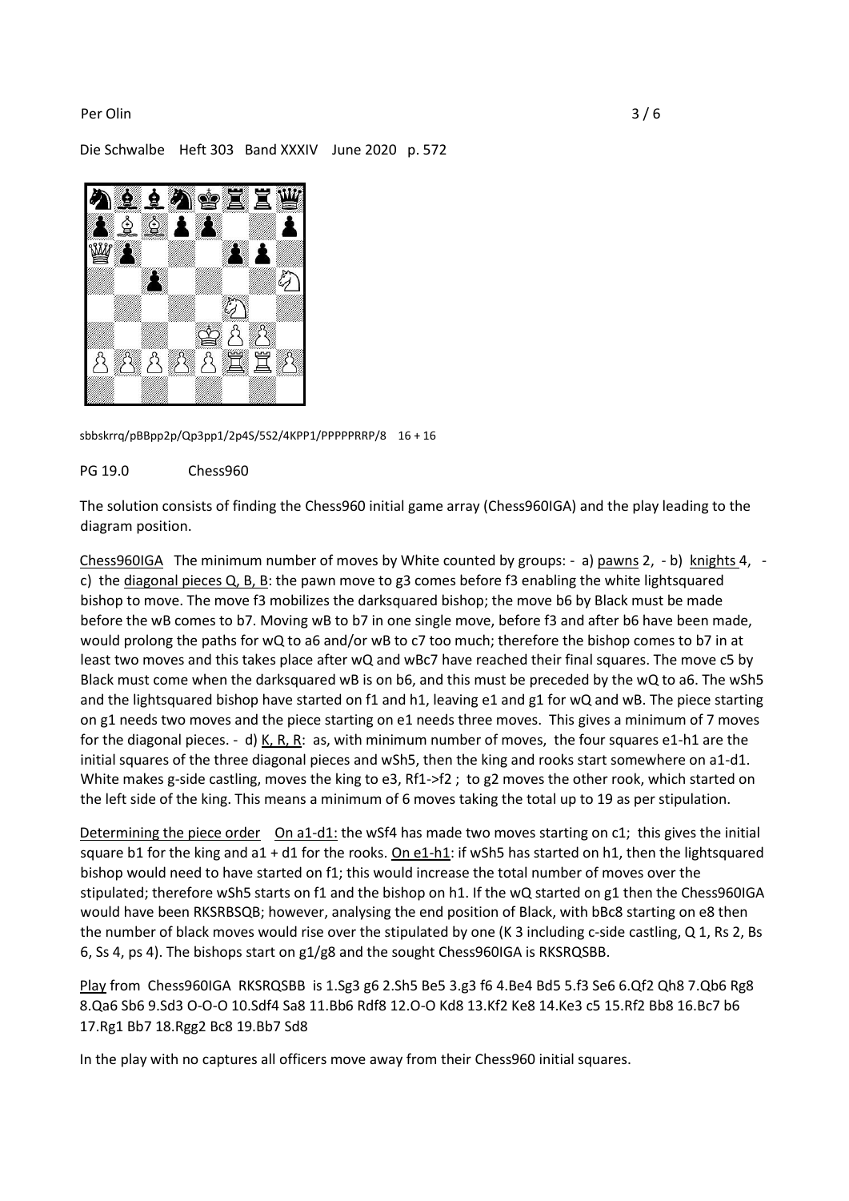Die Schwalbe Heft 303 Band XXXIV June 2020 p. 572

sbbskrrq/pBBpp2p/Qp3pp1/2p4S/5S2/4KPP1/PPPPPRRP/8 16 + 16

PG 19.0 Chess960

The solution consists of finding the Chess960 initial game array (Chess960IGA) and the play leading to the diagram position.

Chess960IGA The minimum number of moves by White counted by groups: - a) pawns 2, - b) knights 4, - c) the diagonal pieces Q, B, B: the pawn move to g3 comes before f3 enabling the white lightsquared bishop to move. The move f3 mobilizes the darksquared bishop; the move b6 by Black must be made before the wB comes to b7. Moving wB to b7 in one single move, before f3 and after b6 have been made, would prolong the paths for wQ to a6 and/or wB to c7 too much; therefore the bishop comes to b7 in at least two moves and this takes place after wQ and wBc7 have reached their final squares. The move c5 by Black must come when the darksquared wB is on b6, and this must be preceded by the wQ to a6. The wSh5 and the lightsquared bishop have started on f1 and h1, leaving e1 and g1 for wQ and wB. The piece starting on g1 needs two moves and the piece starting on e1 needs three moves. This gives a minimum of 7 moves for the diagonal pieces. - d) K, R, R: as, with minimum number of moves, the four squares e1-h1 are the initial squares of the three diagonal pieces and wSh5, then the king and rooks start somewhere on a1-d1. White makes g-side castling, moves the king to e3, Rf1->f2 ; to g2 moves the other rook, which started on the left side of the king. This means a minimum of 6 moves taking the total up to 19 as per stipulation.

Determining the piece order On a1-d1: the wSf4 has made two moves starting on c1; this gives the initial square b1 for the king and a1 + d1 for the rooks. On e1-h1: if wSh5 has started on h1, then the lightsquared bishop would need to have started on f1; this would increase the total number of moves over the stipulated; therefore wSh5 starts on f1 and the bishop on h1. If the wQ started on g1 then the Chess960IGA would have been RKSRBSQB; however, analysing the end position of Black, with bBc8 starting on e8 then the number of black moves would rise over the stipulated by one (K 3 including c-side castling, Q 1, Rs 2, Bs 6, Ss 4, ps 4). The bishops start on g1/g8 and the sought Chess960IGA is RKSRQSBB.

Play from Chess960IGA RKSRQSBB is 1.Sg3 g6 2.Sh5 Be5 3.g3 f6 4.Be4 Bd5 5.f3 Se6 6.Qf2 Qh8 7.Qb6 Rg8 8.Qa6 Sb6 9.Sd3 O-O-O 10.Sdf4 Sa8 11.Bb6 Rdf8 12.O-O Kd8 13.Kf2 Ke8 14.Ke3 c5 15.Rf2 Bb8 16.Bc7 b6 17.Rg1 Bb7 18.Rgg2 Bc8 19.Bb7 Sd8

In the play with no captures all officers move away from their Chess960 initial squares.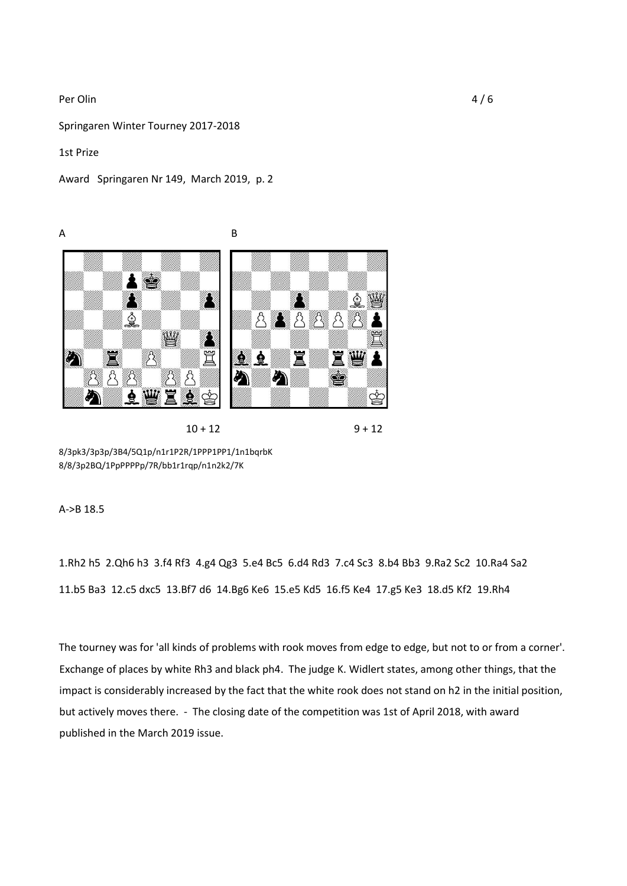Per Olin

Springaren Winter Tourney 2017-2018

1st Prize

Award Springaren Nr 149, March 2019, p. 2

A B

10 + 12 9 + 12

8/3pk3/3p3p/3B4/5Q1p/n1r1P2R/1PPP1PP1/1n1bqrbK

8/8/3p2BQ/1PpPPPPp/7R/bb1r1rqp/n1n2k2/7K

A->B 18.5

1.Rh2 h5 2.Qh6 h3 3.f4 Rf3 4.g4 Qg3 5.e4 Bc5 6.d4 Rd3 7.c4 Sc3 8.b4 Bb3 9.Ra2 Sc2 10.Ra4 Sa2 11.b5 Ba3 12.c5 dxc5 13.Bf7 d6 14.Bg6 Ke6 15.e5 Kd5 16.f5 Ke4 17.g5 Ke3 18.d5 Kf2 19.Rh4

The tourney was for 'all kinds of problems with rook moves from edge to edge, but not to or from a corner'. Exchange of places by white Rh3 and black ph4. The judge K. Widlert states, among other things, that the impact is considerably increased by the fact that the white rook does not stand on h2 in the initial position, but actively moves there. - The closing date of the competition was 1st of April 2018, with award published in the March 2019 issue.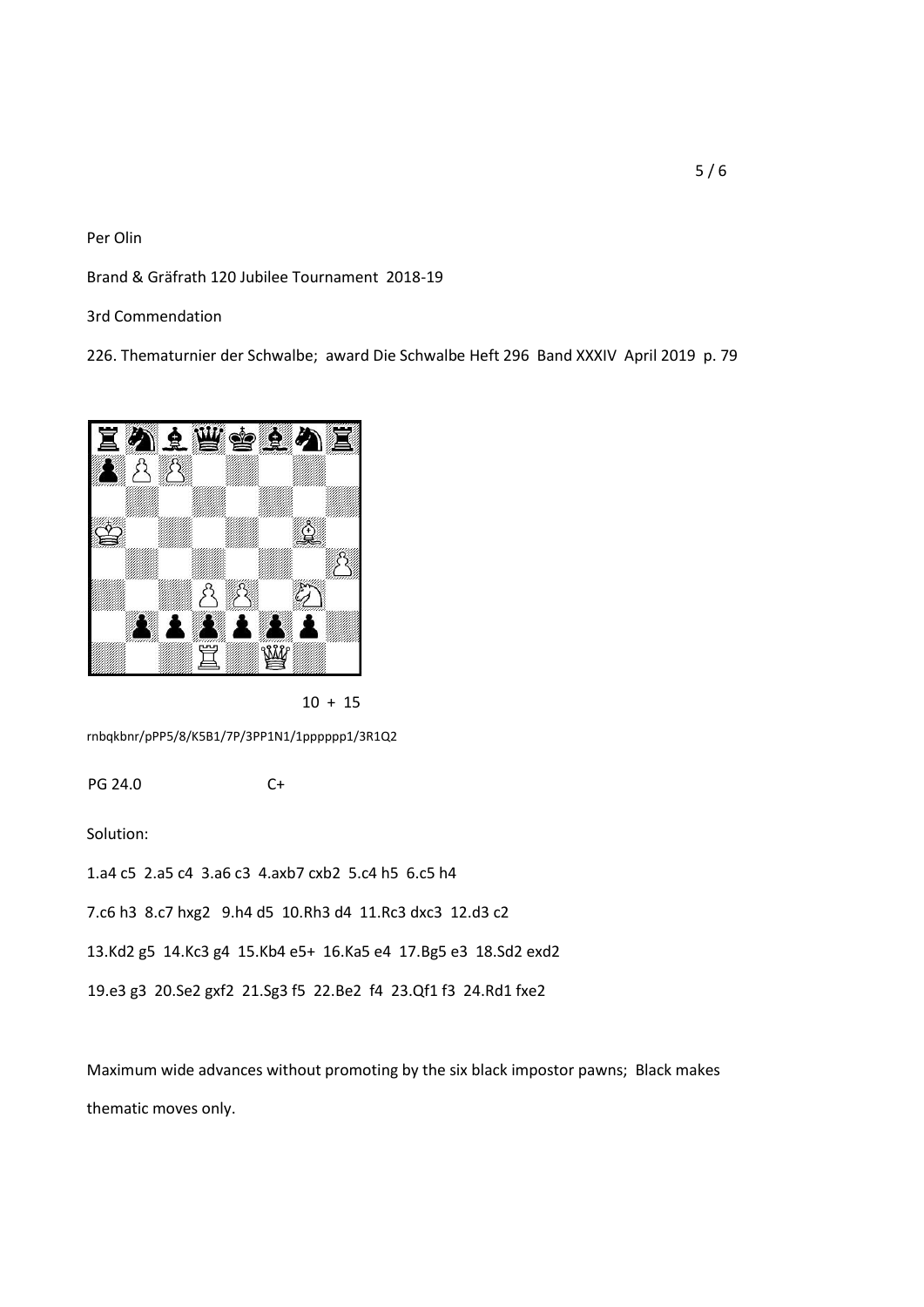Per Olin

Brand & Gräfrath 120 Jubilee Tournament 2018-19

3rd Commendation

226. Thematurnier der Schwalbe; award Die Schwalbe Heft 296 Band XXXIV April 2019 p. 79

10 + 15

rnbqkbnr/pPP5/8/K5B1/7P/3PP1N1/1pppppp1/3R1Q2

PG 24.0 C+

Solution:

1.a4 c5 2.a5 c4 3.a6 c3 4.axb7 cxb2 5.c4 h5 6.c5 h4

7.c6 h3 8.c7 hxg2 9.h4 d5 10.Rh3 d4 11.Rc3 dxc3 12.d3 c2

13.Kd2 g5 14.Kc3 g4 15.Kb4 e5+ 16.Ka5 e4 17.Bg5 e3 18.Sd2 exd2

19.e3 g3 20.Se2 gxf2 21.Sg3 f5 22.Be2 f4 23.Qf1 f3 24.Rd1 fxe2

Maximum wide advances without promoting by the six black impostor pawns; Black makes thematic moves only.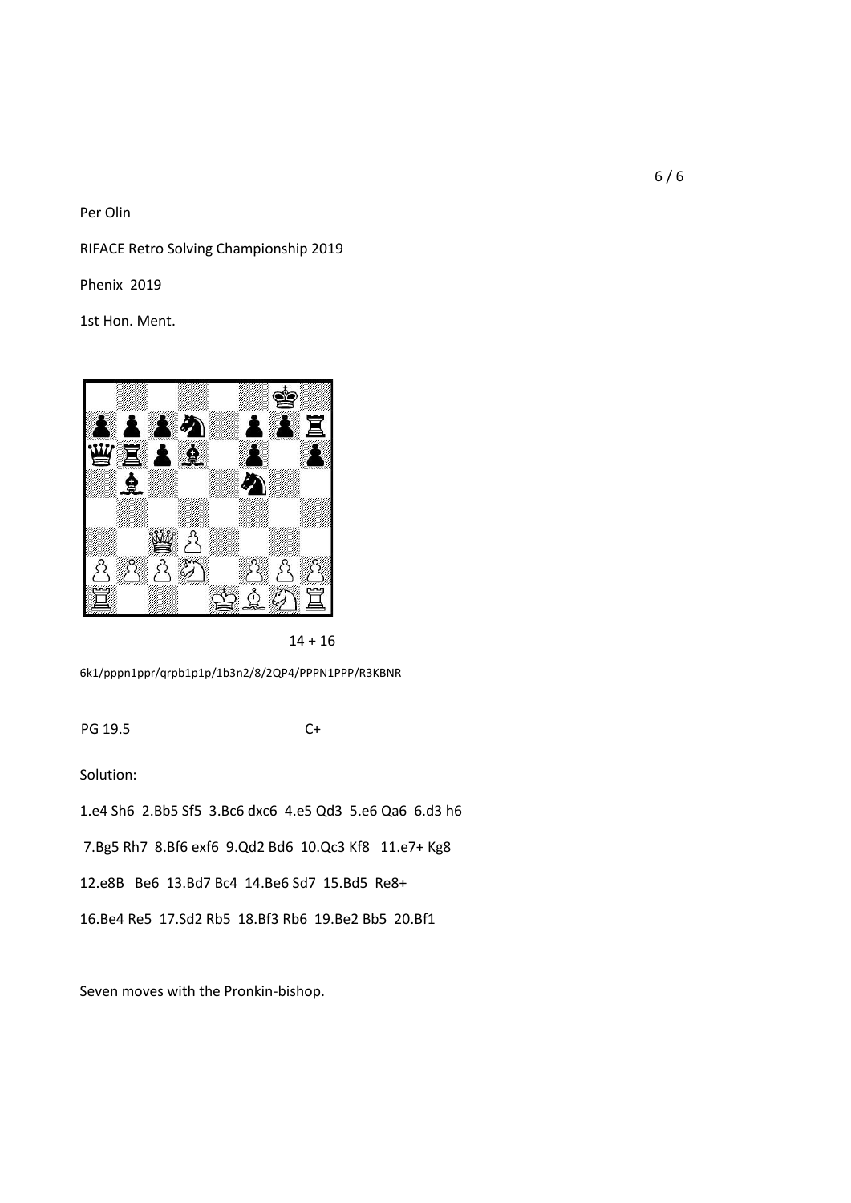Per Olin

RIFACE Retro Solving Championship 2019

Phenix 2019

1st Hon. Ment.

14 + 16

6k1/pppn1ppr/qrpb1p1p/1b3n2/8/2QP4/PPPN1PPP/R3KBNR

PG 19.5 C+

Solution:

1.e4 Sh6 2.Bb5 Sf5 3.Bc6 dxc6 4.e5 Qd3 5.e6 Qa6 6.d3 h6

7.Bg5 Rh7 8.Bf6 exf6 9.Qd2 Bd6 10.Qc3 Kf8 11.e7+ Kg8

12.e8B Be6 13.Bd7 Bc4 14.Be6 Sd7 15.Bd5 Re8+

16.Be4 Re5 17.Sd2 Rb5 18.Bf3 Rb6 19.Be2 Bb5 20.Bf1

Seven moves with the Pronkin-bishop.